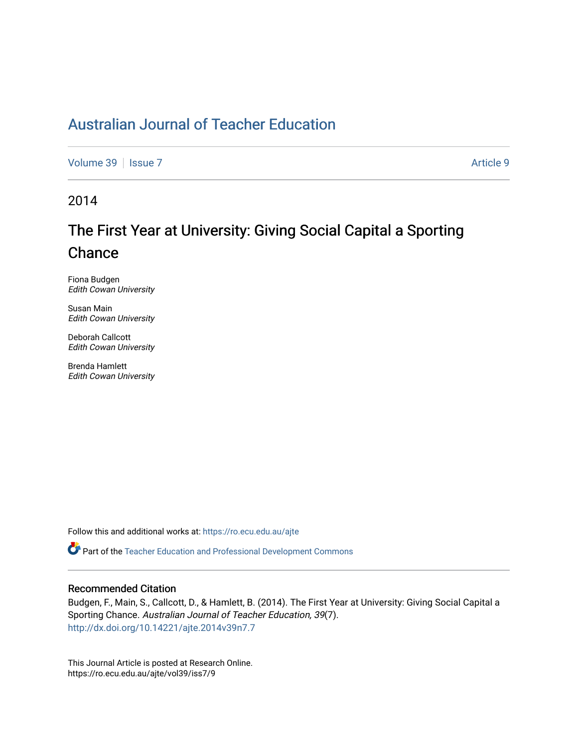# Australian Journal of Teacher Education

Volume 39 | Issue 7 | Article 9

2014

## The First Year at University: Giving Social Capital a Sporting Chance

Fiona Budgen
*Edith Cowan University*

Susan Main
*Edith Cowan University*

Deborah Callcott
*Edith Cowan University*

Brenda Hamlett
*Edith Cowan University*

Follow this and additional works at: https://ro.ecu.edu.au/ajte

Part of the Teacher Education and Professional Development Commons

### Recommended Citation

Budgen, F., Main, S., Callcott, D., & Hamlett, B. (2014). The First Year at University: Giving Social Capital a Sporting Chance. *Australian Journal of Teacher Education, 39*(7).
http://dx.doi.org/10.14221/ajte.2014v39n7.7

This Journal Article is posted at Research Online.
https://ro.ecu.edu.au/ajte/vol39/iss7/9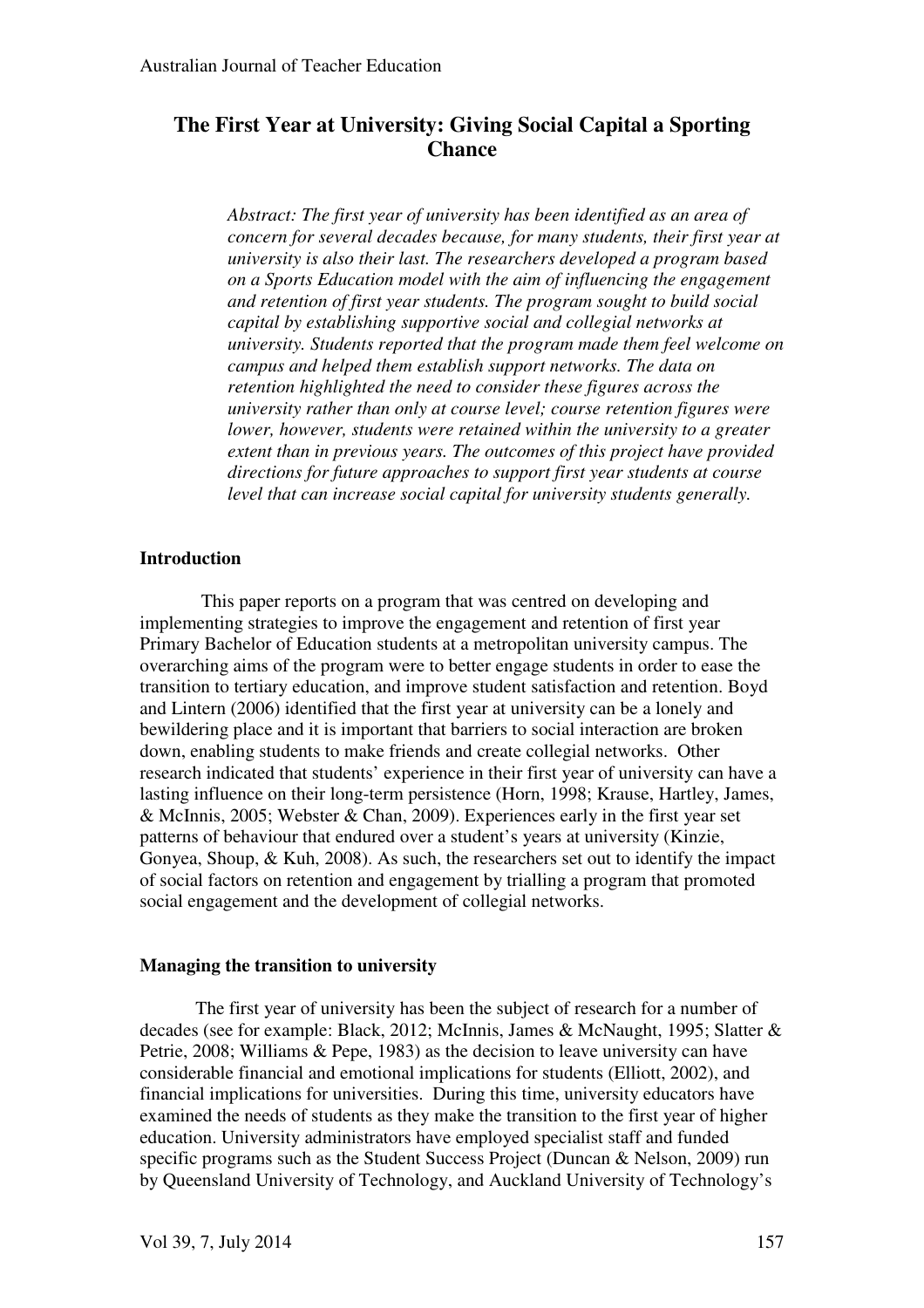# The First Year at University: Giving Social Capital a Sporting Chance

*Abstract: The first year of university has been identified as an area of concern for several decades because, for many students, their first year at university is also their last. The researchers developed a program based on a Sports Education model with the aim of influencing the engagement and retention of first year students. The program sought to build social capital by establishing supportive social and collegial networks at university. Students reported that the program made them feel welcome on campus and helped them establish support networks. The data on retention highlighted the need to consider these figures across the university rather than only at course level; course retention figures were lower, however, students were retained within the university to a greater extent than in previous years. The outcomes of this project have provided directions for future approaches to support first year students at course level that can increase social capital for university students generally.*

## Introduction

This paper reports on a program that was centred on developing and implementing strategies to improve the engagement and retention of first year Primary Bachelor of Education students at a metropolitan university campus. The overarching aims of the program were to better engage students in order to ease the transition to tertiary education, and improve student satisfaction and retention. Boyd and Lintern (2006) identified that the first year at university can be a lonely and bewildering place and it is important that barriers to social interaction are broken down, enabling students to make friends and create collegial networks. Other research indicated that students' experience in their first year of university can have a lasting influence on their long-term persistence (Horn, 1998; Krause, Hartley, James, & McInnis, 2005; Webster & Chan, 2009). Experiences early in the first year set patterns of behaviour that endured over a student's years at university (Kinzie, Gonyea, Shoup, & Kuh, 2008). As such, the researchers set out to identify the impact of social factors on retention and engagement by trialling a program that promoted social engagement and the development of collegial networks.

## Managing the transition to university

The first year of university has been the subject of research for a number of decades (see for example: Black, 2012; McInnis, James & McNaught, 1995; Slatter & Petrie, 2008; Williams & Pepe, 1983) as the decision to leave university can have considerable financial and emotional implications for students (Elliott, 2002), and financial implications for universities. During this time, university educators have examined the needs of students as they make the transition to the first year of higher education. University administrators have employed specialist staff and funded specific programs such as the Student Success Project (Duncan & Nelson, 2009) run by Queensland University of Technology, and Auckland University of Technology's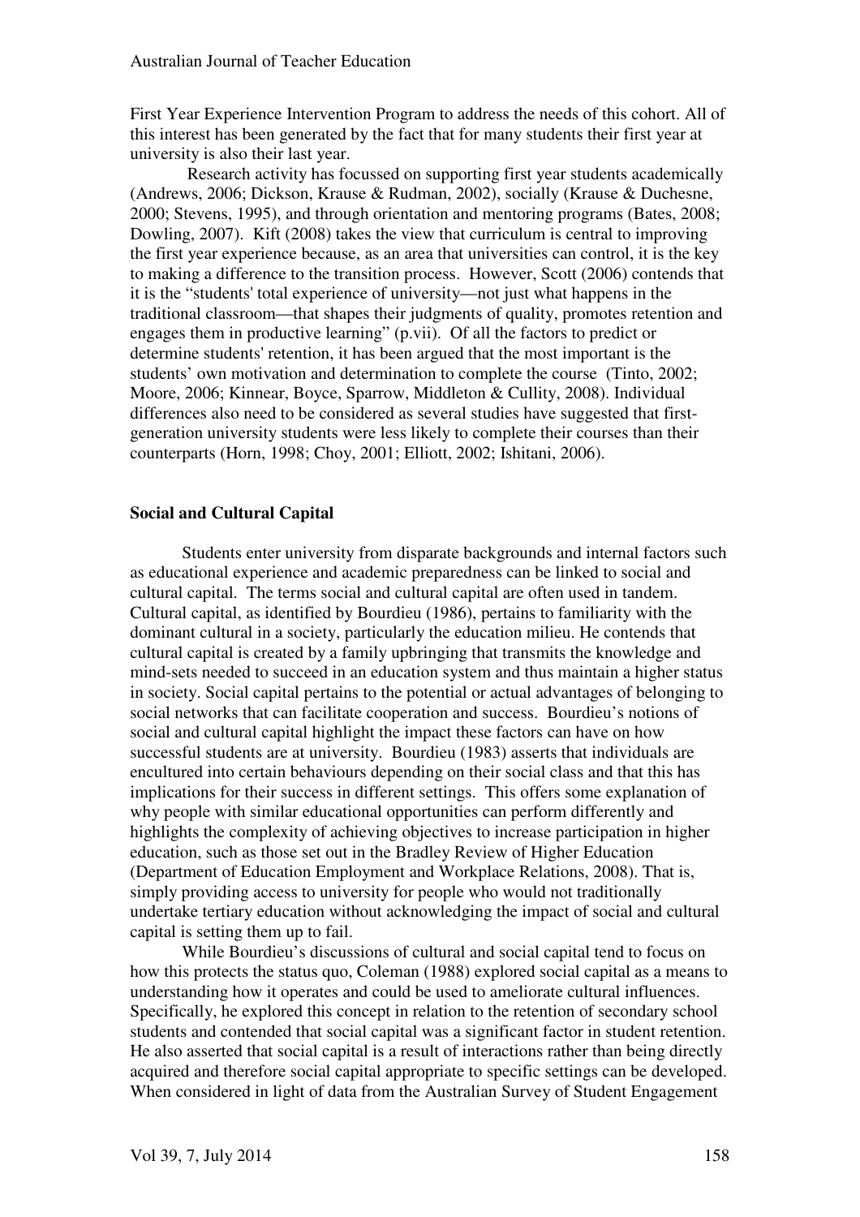First Year Experience Intervention Program to address the needs of this cohort. All of this interest has been generated by the fact that for many students their first year at university is also their last year.

Research activity has focussed on supporting first year students academically (Andrews, 2006; Dickson, Krause & Rudman, 2002), socially (Krause & Duchesne, 2000; Stevens, 1995), and through orientation and mentoring programs (Bates, 2008; Dowling, 2007). Kift (2008) takes the view that curriculum is central to improving the first year experience because, as an area that universities can control, it is the key to making a difference to the transition process. However, Scott (2006) contends that it is the "students' total experience of university—not just what happens in the traditional classroom—that shapes their judgments of quality, promotes retention and engages them in productive learning" (p.vii). Of all the factors to predict or determine students' retention, it has been argued that the most important is the students' own motivation and determination to complete the course (Tinto, 2002; Moore, 2006; Kinnear, Boyce, Sparrow, Middleton & Cullity, 2008). Individual differences also need to be considered as several studies have suggested that first-generation university students were less likely to complete their courses than their counterparts (Horn, 1998; Choy, 2001; Elliott, 2002; Ishitani, 2006).

## Social and Cultural Capital

Students enter university from disparate backgrounds and internal factors such as educational experience and academic preparedness can be linked to social and cultural capital. The terms social and cultural capital are often used in tandem. Cultural capital, as identified by Bourdieu (1986), pertains to familiarity with the dominant cultural in a society, particularly the education milieu. He contends that cultural capital is created by a family upbringing that transmits the knowledge and mind-sets needed to succeed in an education system and thus maintain a higher status in society. Social capital pertains to the potential or actual advantages of belonging to social networks that can facilitate cooperation and success. Bourdieu's notions of social and cultural capital highlight the impact these factors can have on how successful students are at university. Bourdieu (1983) asserts that individuals are encultured into certain behaviours depending on their social class and that this has implications for their success in different settings. This offers some explanation of why people with similar educational opportunities can perform differently and highlights the complexity of achieving objectives to increase participation in higher education, such as those set out in the Bradley Review of Higher Education (Department of Education Employment and Workplace Relations, 2008). That is, simply providing access to university for people who would not traditionally undertake tertiary education without acknowledging the impact of social and cultural capital is setting them up to fail.

While Bourdieu's discussions of cultural and social capital tend to focus on how this protects the status quo, Coleman (1988) explored social capital as a means to understanding how it operates and could be used to ameliorate cultural influences. Specifically, he explored this concept in relation to the retention of secondary school students and contended that social capital was a significant factor in student retention. He also asserted that social capital is a result of interactions rather than being directly acquired and therefore social capital appropriate to specific settings can be developed. When considered in light of data from the Australian Survey of Student Engagement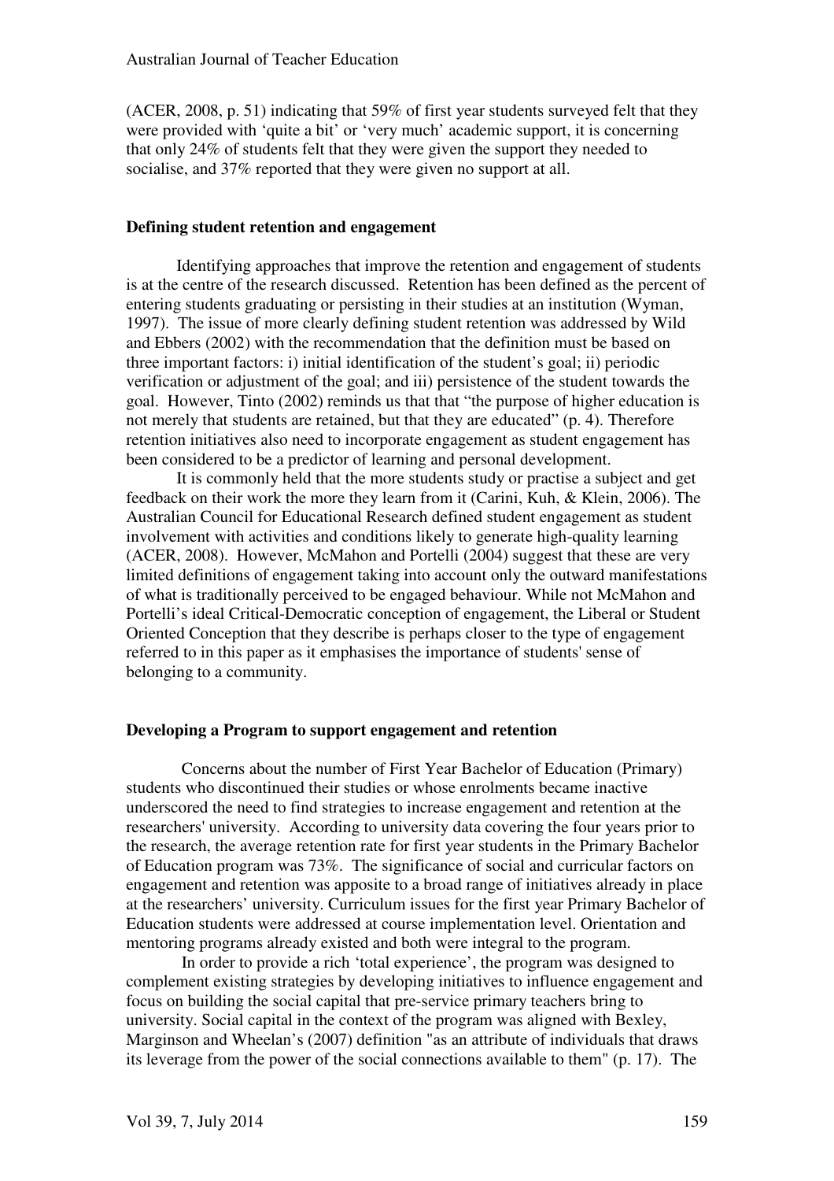(ACER, 2008, p. 51) indicating that 59% of first year students surveyed felt that they were provided with 'quite a bit' or 'very much' academic support, it is concerning that only 24% of students felt that they were given the support they needed to socialise, and 37% reported that they were given no support at all.

### Defining student retention and engagement

Identifying approaches that improve the retention and engagement of students is at the centre of the research discussed. Retention has been defined as the percent of entering students graduating or persisting in their studies at an institution (Wyman, 1997). The issue of more clearly defining student retention was addressed by Wild and Ebbers (2002) with the recommendation that the definition must be based on three important factors: i) initial identification of the student's goal; ii) periodic verification or adjustment of the goal; and iii) persistence of the student towards the goal. However, Tinto (2002) reminds us that that "the purpose of higher education is not merely that students are retained, but that they are educated" (p. 4). Therefore retention initiatives also need to incorporate engagement as student engagement has been considered to be a predictor of learning and personal development.

It is commonly held that the more students study or practise a subject and get feedback on their work the more they learn from it (Carini, Kuh, & Klein, 2006). The Australian Council for Educational Research defined student engagement as student involvement with activities and conditions likely to generate high-quality learning (ACER, 2008). However, McMahon and Portelli (2004) suggest that these are very limited definitions of engagement taking into account only the outward manifestations of what is traditionally perceived to be engaged behaviour. While not McMahon and Portelli's ideal Critical-Democratic conception of engagement, the Liberal or Student Oriented Conception that they describe is perhaps closer to the type of engagement referred to in this paper as it emphasises the importance of students' sense of belonging to a community.

### Developing a Program to support engagement and retention

Concerns about the number of First Year Bachelor of Education (Primary) students who discontinued their studies or whose enrolments became inactive underscored the need to find strategies to increase engagement and retention at the researchers' university. According to university data covering the four years prior to the research, the average retention rate for first year students in the Primary Bachelor of Education program was 73%. The significance of social and curricular factors on engagement and retention was apposite to a broad range of initiatives already in place at the researchers' university. Curriculum issues for the first year Primary Bachelor of Education students were addressed at course implementation level. Orientation and mentoring programs already existed and both were integral to the program.

In order to provide a rich 'total experience', the program was designed to complement existing strategies by developing initiatives to influence engagement and focus on building the social capital that pre-service primary teachers bring to university. Social capital in the context of the program was aligned with Bexley, Marginson and Wheelan's (2007) definition "as an attribute of individuals that draws its leverage from the power of the social connections available to them" (p. 17). The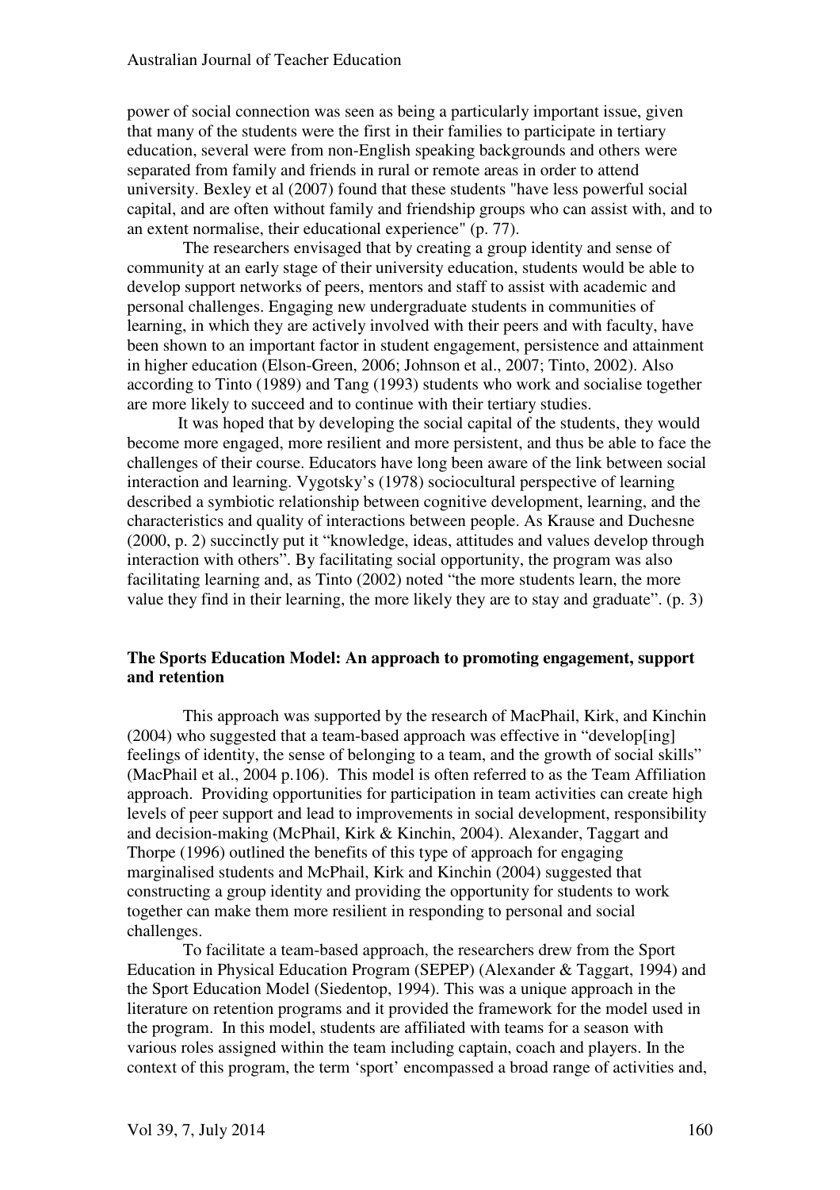power of social connection was seen as being a particularly important issue, given that many of the students were the first in their families to participate in tertiary education, several were from non-English speaking backgrounds and others were separated from family and friends in rural or remote areas in order to attend university. Bexley et al (2007) found that these students "have less powerful social capital, and are often without family and friendship groups who can assist with, and to an extent normalise, their educational experience" (p. 77).

The researchers envisaged that by creating a group identity and sense of community at an early stage of their university education, students would be able to develop support networks of peers, mentors and staff to assist with academic and personal challenges. Engaging new undergraduate students in communities of learning, in which they are actively involved with their peers and with faculty, have been shown to an important factor in student engagement, persistence and attainment in higher education (Elson-Green, 2006; Johnson et al., 2007; Tinto, 2002). Also according to Tinto (1989) and Tang (1993) students who work and socialise together are more likely to succeed and to continue with their tertiary studies.

It was hoped that by developing the social capital of the students, they would become more engaged, more resilient and more persistent, and thus be able to face the challenges of their course. Educators have long been aware of the link between social interaction and learning. Vygotsky's (1978) sociocultural perspective of learning described a symbiotic relationship between cognitive development, learning, and the characteristics and quality of interactions between people. As Krause and Duchesne (2000, p. 2) succinctly put it "knowledge, ideas, attitudes and values develop through interaction with others". By facilitating social opportunity, the program was also facilitating learning and, as Tinto (2002) noted "the more students learn, the more value they find in their learning, the more likely they are to stay and graduate". (p. 3)

### The Sports Education Model: An approach to promoting engagement, support and retention

This approach was supported by the research of MacPhail, Kirk, and Kinchin (2004) who suggested that a team-based approach was effective in "develop[ing] feelings of identity, the sense of belonging to a team, and the growth of social skills" (MacPhail et al., 2004 p.106). This model is often referred to as the Team Affiliation approach. Providing opportunities for participation in team activities can create high levels of peer support and lead to improvements in social development, responsibility and decision-making (McPhail, Kirk & Kinchin, 2004). Alexander, Taggart and Thorpe (1996) outlined the benefits of this type of approach for engaging marginalised students and McPhail, Kirk and Kinchin (2004) suggested that constructing a group identity and providing the opportunity for students to work together can make them more resilient in responding to personal and social challenges.

To facilitate a team-based approach, the researchers drew from the Sport Education in Physical Education Program (SEPEP) (Alexander & Taggart, 1994) and the Sport Education Model (Siedentop, 1994). This was a unique approach in the literature on retention programs and it provided the framework for the model used in the program. In this model, students are affiliated with teams for a season with various roles assigned within the team including captain, coach and players. In the context of this program, the term 'sport' encompassed a broad range of activities and,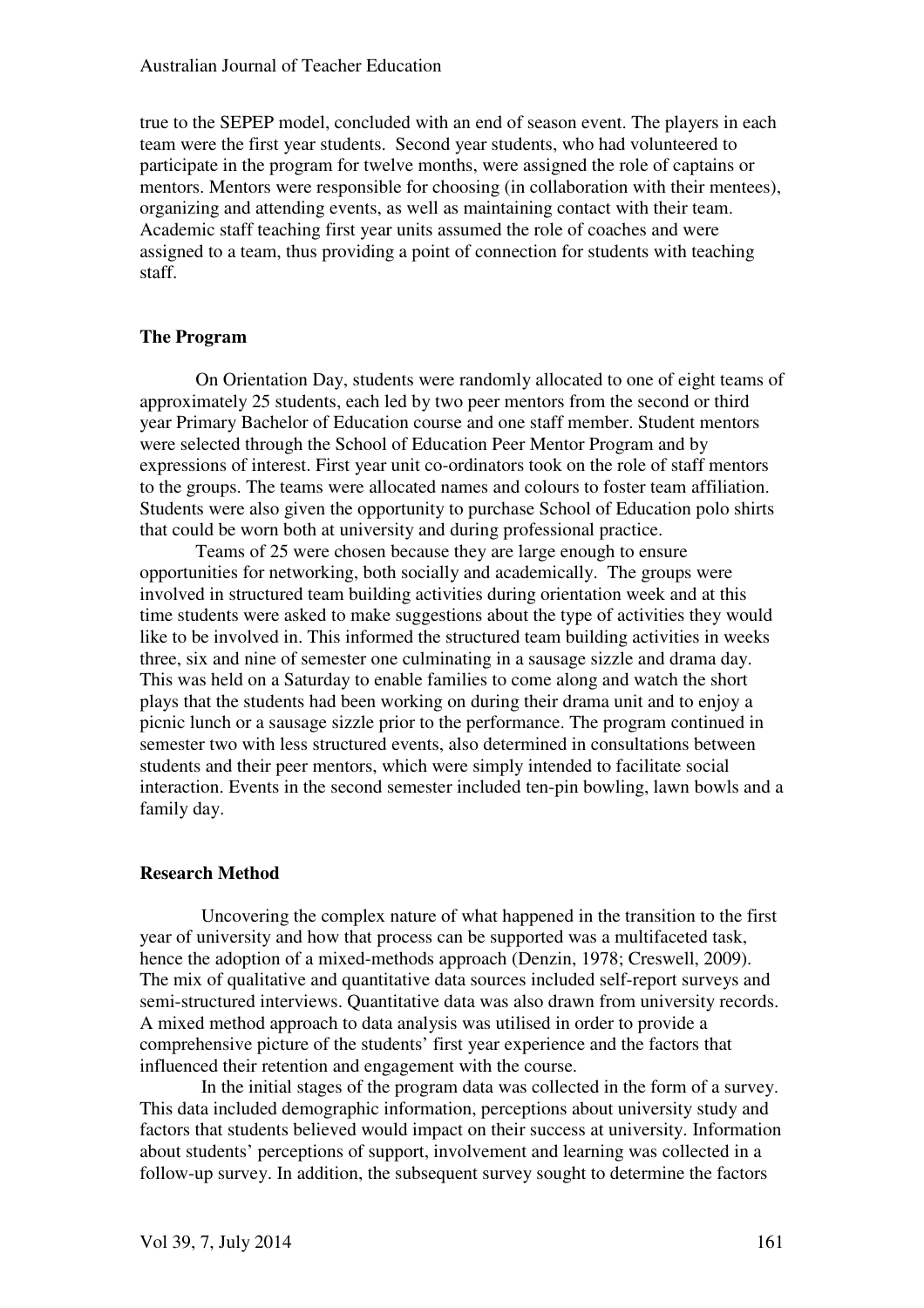true to the SEPEP model, concluded with an end of season event. The players in each team were the first year students. Second year students, who had volunteered to participate in the program for twelve months, were assigned the role of captains or mentors. Mentors were responsible for choosing (in collaboration with their mentees), organizing and attending events, as well as maintaining contact with their team. Academic staff teaching first year units assumed the role of coaches and were assigned to a team, thus providing a point of connection for students with teaching staff.

### The Program

On Orientation Day, students were randomly allocated to one of eight teams of approximately 25 students, each led by two peer mentors from the second or third year Primary Bachelor of Education course and one staff member. Student mentors were selected through the School of Education Peer Mentor Program and by expressions of interest. First year unit co-ordinators took on the role of staff mentors to the groups. The teams were allocated names and colours to foster team affiliation. Students were also given the opportunity to purchase School of Education polo shirts that could be worn both at university and during professional practice.

Teams of 25 were chosen because they are large enough to ensure opportunities for networking, both socially and academically. The groups were involved in structured team building activities during orientation week and at this time students were asked to make suggestions about the type of activities they would like to be involved in. This informed the structured team building activities in weeks three, six and nine of semester one culminating in a sausage sizzle and drama day. This was held on a Saturday to enable families to come along and watch the short plays that the students had been working on during their drama unit and to enjoy a picnic lunch or a sausage sizzle prior to the performance. The program continued in semester two with less structured events, also determined in consultations between students and their peer mentors, which were simply intended to facilitate social interaction. Events in the second semester included ten-pin bowling, lawn bowls and a family day.

### Research Method

Uncovering the complex nature of what happened in the transition to the first year of university and how that process can be supported was a multifaceted task, hence the adoption of a mixed-methods approach (Denzin, 1978; Creswell, 2009). The mix of qualitative and quantitative data sources included self-report surveys and semi-structured interviews. Quantitative data was also drawn from university records. A mixed method approach to data analysis was utilised in order to provide a comprehensive picture of the students' first year experience and the factors that influenced their retention and engagement with the course.

In the initial stages of the program data was collected in the form of a survey. This data included demographic information, perceptions about university study and factors that students believed would impact on their success at university. Information about students' perceptions of support, involvement and learning was collected in a follow-up survey. In addition, the subsequent survey sought to determine the factors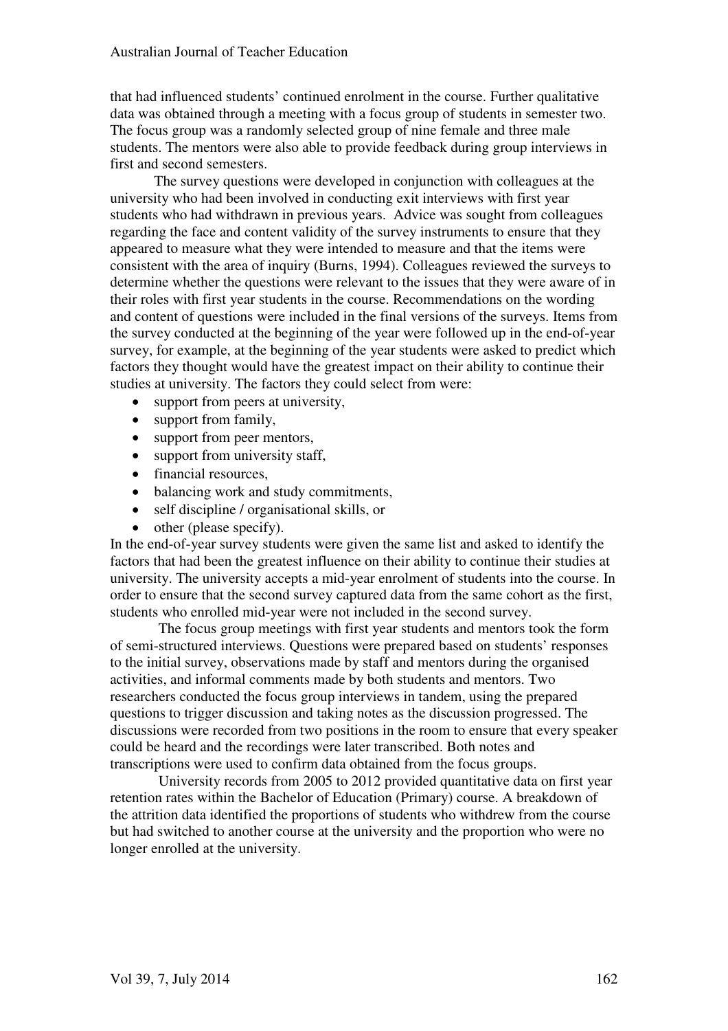that had influenced students' continued enrolment in the course. Further qualitative data was obtained through a meeting with a focus group of students in semester two. The focus group was a randomly selected group of nine female and three male students. The mentors were also able to provide feedback during group interviews in first and second semesters.

The survey questions were developed in conjunction with colleagues at the university who had been involved in conducting exit interviews with first year students who had withdrawn in previous years. Advice was sought from colleagues regarding the face and content validity of the survey instruments to ensure that they appeared to measure what they were intended to measure and that the items were consistent with the area of inquiry (Burns, 1994). Colleagues reviewed the surveys to determine whether the questions were relevant to the issues that they were aware of in their roles with first year students in the course. Recommendations on the wording and content of questions were included in the final versions of the surveys. Items from the survey conducted at the beginning of the year were followed up in the end-of-year survey, for example, at the beginning of the year students were asked to predict which factors they thought would have the greatest impact on their ability to continue their studies at university. The factors they could select from were:

- support from peers at university,
- support from family,
- support from peer mentors,
- support from university staff,
- financial resources,
- balancing work and study commitments,
- self discipline / organisational skills, or
- other (please specify).

In the end-of-year survey students were given the same list and asked to identify the factors that had been the greatest influence on their ability to continue their studies at university. The university accepts a mid-year enrolment of students into the course. In order to ensure that the second survey captured data from the same cohort as the first, students who enrolled mid-year were not included in the second survey.

The focus group meetings with first year students and mentors took the form of semi-structured interviews. Questions were prepared based on students' responses to the initial survey, observations made by staff and mentors during the organised activities, and informal comments made by both students and mentors. Two researchers conducted the focus group interviews in tandem, using the prepared questions to trigger discussion and taking notes as the discussion progressed. The discussions were recorded from two positions in the room to ensure that every speaker could be heard and the recordings were later transcribed. Both notes and transcriptions were used to confirm data obtained from the focus groups.

University records from 2005 to 2012 provided quantitative data on first year retention rates within the Bachelor of Education (Primary) course. A breakdown of the attrition data identified the proportions of students who withdrew from the course but had switched to another course at the university and the proportion who were no longer enrolled at the university.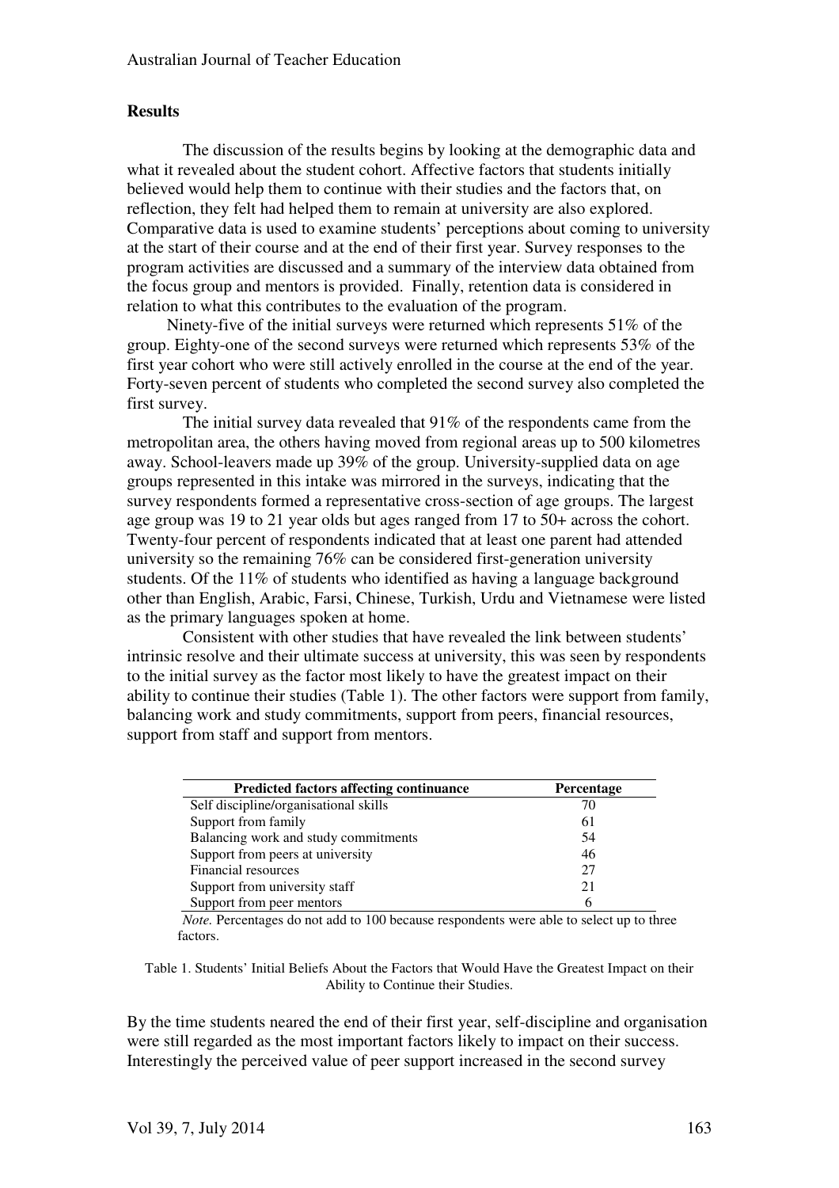## Results

The discussion of the results begins by looking at the demographic data and what it revealed about the student cohort. Affective factors that students initially believed would help them to continue with their studies and the factors that, on reflection, they felt had helped them to remain at university are also explored. Comparative data is used to examine students' perceptions about coming to university at the start of their course and at the end of their first year. Survey responses to the program activities are discussed and a summary of the interview data obtained from the focus group and mentors is provided. Finally, retention data is considered in relation to what this contributes to the evaluation of the program.

Ninety-five of the initial surveys were returned which represents 51% of the group. Eighty-one of the second surveys were returned which represents 53% of the first year cohort who were still actively enrolled in the course at the end of the year. Forty-seven percent of students who completed the second survey also completed the first survey.

The initial survey data revealed that 91% of the respondents came from the metropolitan area, the others having moved from regional areas up to 500 kilometres away. School-leavers made up 39% of the group. University-supplied data on age groups represented in this intake was mirrored in the surveys, indicating that the survey respondents formed a representative cross-section of age groups. The largest age group was 19 to 21 year olds but ages ranged from 17 to 50+ across the cohort. Twenty-four percent of respondents indicated that at least one parent had attended university so the remaining 76% can be considered first-generation university students. Of the 11% of students who identified as having a language background other than English, Arabic, Farsi, Chinese, Turkish, Urdu and Vietnamese were listed as the primary languages spoken at home.

Consistent with other studies that have revealed the link between students' intrinsic resolve and their ultimate success at university, this was seen by respondents to the initial survey as the factor most likely to have the greatest impact on their ability to continue their studies (Table 1). The other factors were support from family, balancing work and study commitments, support from peers, financial resources, support from staff and support from mentors.

| Predicted factors affecting continuance | Percentage |
|---|---|
| Self discipline/organisational skills | 70 |
| Support from family | 61 |
| Balancing work and study commitments | 54 |
| Support from peers at university | 46 |
| Financial resources | 27 |
| Support from university staff | 21 |
| Support from peer mentors | 6 |

*Note.* Percentages do not add to 100 because respondents were able to select up to three factors.

Table 1. Students' Initial Beliefs About the Factors that Would Have the Greatest Impact on their Ability to Continue their Studies.

By the time students neared the end of their first year, self-discipline and organisation were still regarded as the most important factors likely to impact on their success. Interestingly the perceived value of peer support increased in the second survey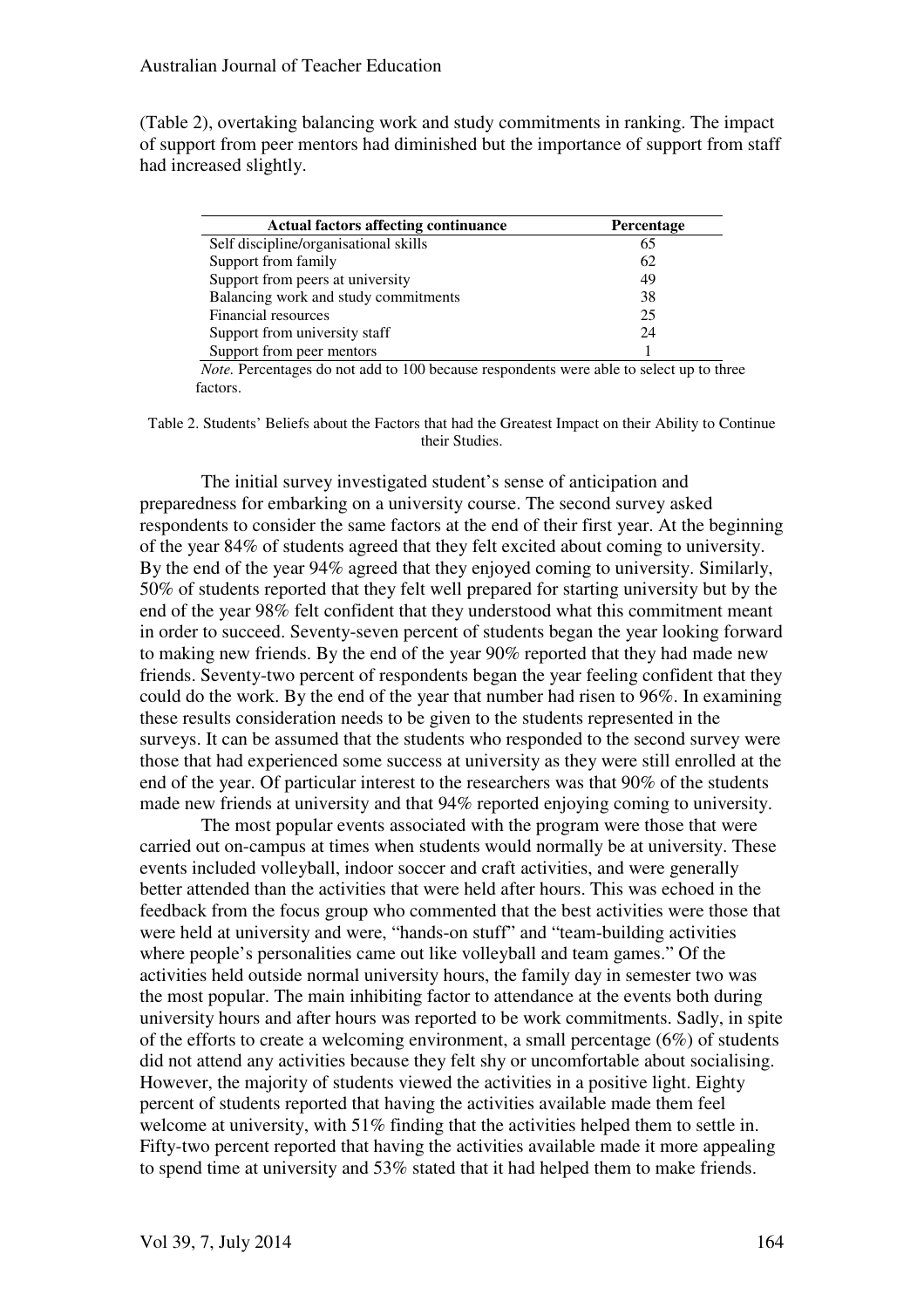(Table 2), overtaking balancing work and study commitments in ranking. The impact of support from peer mentors had diminished but the importance of support from staff had increased slightly.

| Actual factors affecting continuance | Percentage |
|---|---|
| Self discipline/organisational skills | 65 |
| Support from family | 62 |
| Support from peers at university | 49 |
| Balancing work and study commitments | 38 |
| Financial resources | 25 |
| Support from university staff | 24 |
| Support from peer mentors | 1 |

*Note.* Percentages do not add to 100 because respondents were able to select up to three factors.

Table 2. Students' Beliefs about the Factors that had the Greatest Impact on their Ability to Continue their Studies.

The initial survey investigated student's sense of anticipation and preparedness for embarking on a university course. The second survey asked respondents to consider the same factors at the end of their first year. At the beginning of the year 84% of students agreed that they felt excited about coming to university. By the end of the year 94% agreed that they enjoyed coming to university. Similarly, 50% of students reported that they felt well prepared for starting university but by the end of the year 98% felt confident that they understood what this commitment meant in order to succeed. Seventy-seven percent of students began the year looking forward to making new friends. By the end of the year 90% reported that they had made new friends. Seventy-two percent of respondents began the year feeling confident that they could do the work. By the end of the year that number had risen to 96%. In examining these results consideration needs to be given to the students represented in the surveys. It can be assumed that the students who responded to the second survey were those that had experienced some success at university as they were still enrolled at the end of the year. Of particular interest to the researchers was that 90% of the students made new friends at university and that 94% reported enjoying coming to university.

The most popular events associated with the program were those that were carried out on-campus at times when students would normally be at university. These events included volleyball, indoor soccer and craft activities, and were generally better attended than the activities that were held after hours. This was echoed in the feedback from the focus group who commented that the best activities were those that were held at university and were, "hands-on stuff" and "team-building activities where people's personalities came out like volleyball and team games." Of the activities held outside normal university hours, the family day in semester two was the most popular. The main inhibiting factor to attendance at the events both during university hours and after hours was reported to be work commitments. Sadly, in spite of the efforts to create a welcoming environment, a small percentage (6%) of students did not attend any activities because they felt shy or uncomfortable about socialising. However, the majority of students viewed the activities in a positive light. Eighty percent of students reported that having the activities available made them feel welcome at university, with 51% finding that the activities helped them to settle in. Fifty-two percent reported that having the activities available made it more appealing to spend time at university and 53% stated that it had helped them to make friends.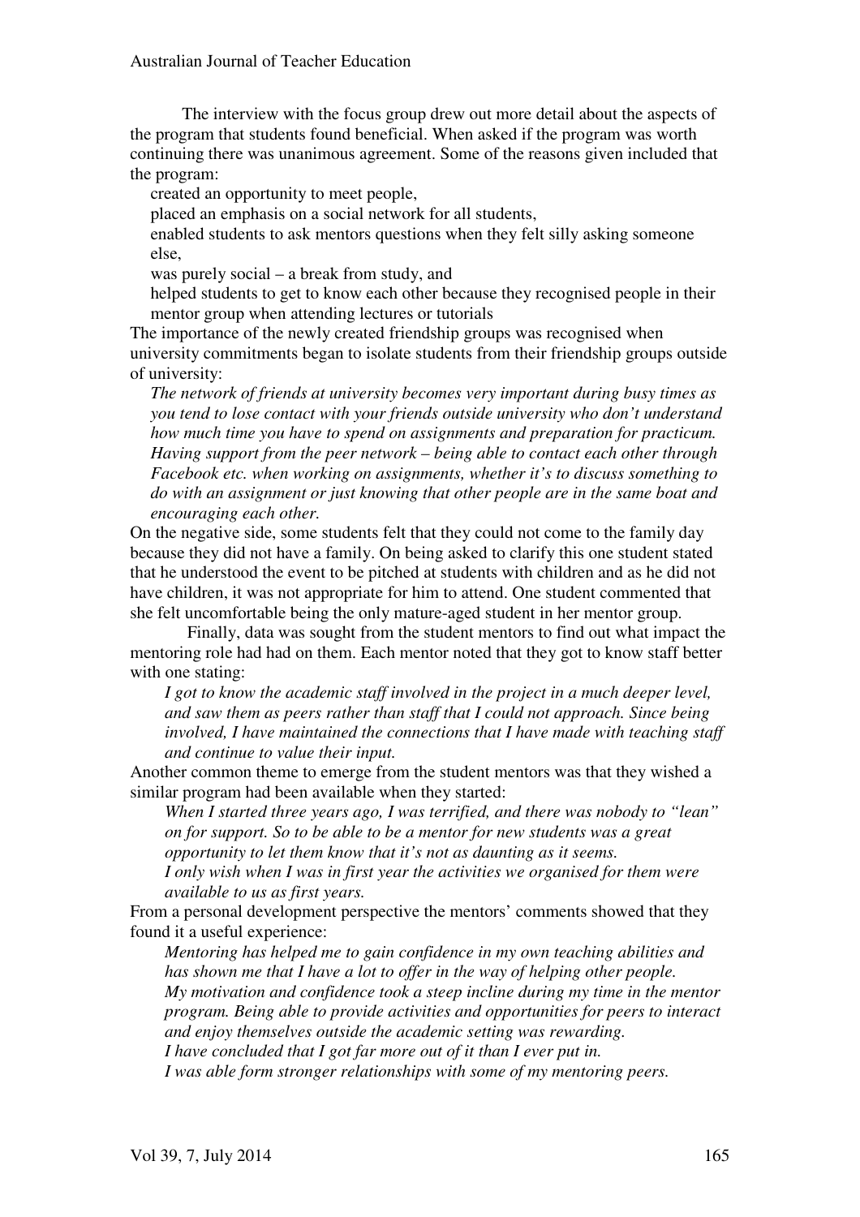The interview with the focus group drew out more detail about the aspects of the program that students found beneficial. When asked if the program was worth continuing there was unanimous agreement. Some of the reasons given included that the program:

- created an opportunity to meet people,
- placed an emphasis on a social network for all students,
- enabled students to ask mentors questions when they felt silly asking someone else,
- was purely social – a break from study, and
- helped students to get to know each other because they recognised people in their mentor group when attending lectures or tutorials

The importance of the newly created friendship groups was recognised when university commitments began to isolate students from their friendship groups outside of university:

> *The network of friends at university becomes very important during busy times as you tend to lose contact with your friends outside university who don't understand how much time you have to spend on assignments and preparation for practicum. Having support from the peer network – being able to contact each other through Facebook etc. when working on assignments, whether it's to discuss something to do with an assignment or just knowing that other people are in the same boat and encouraging each other.*

On the negative side, some students felt that they could not come to the family day because they did not have a family. On being asked to clarify this one student stated that he understood the event to be pitched at students with children and as he did not have children, it was not appropriate for him to attend. One student commented that she felt uncomfortable being the only mature-aged student in her mentor group.

Finally, data was sought from the student mentors to find out what impact the mentoring role had had on them. Each mentor noted that they got to know staff better with one stating:

> *I got to know the academic staff involved in the project in a much deeper level, and saw them as peers rather than staff that I could not approach. Since being involved, I have maintained the connections that I have made with teaching staff and continue to value their input.*

Another common theme to emerge from the student mentors was that they wished a similar program had been available when they started:

> *When I started three years ago, I was terrified, and there was nobody to "lean" on for support. So to be able to be a mentor for new students was a great opportunity to let them know that it's not as daunting as it seems.*
>
> *I only wish when I was in first year the activities we organised for them were available to us as first years.*

From a personal development perspective the mentors' comments showed that they found it a useful experience:

> *Mentoring has helped me to gain confidence in my own teaching abilities and has shown me that I have a lot to offer in the way of helping other people.*
>
> *My motivation and confidence took a steep incline during my time in the mentor program. Being able to provide activities and opportunities for peers to interact and enjoy themselves outside the academic setting was rewarding.*
>
> *I have concluded that I got far more out of it than I ever put in.*
>
> *I was able form stronger relationships with some of my mentoring peers.*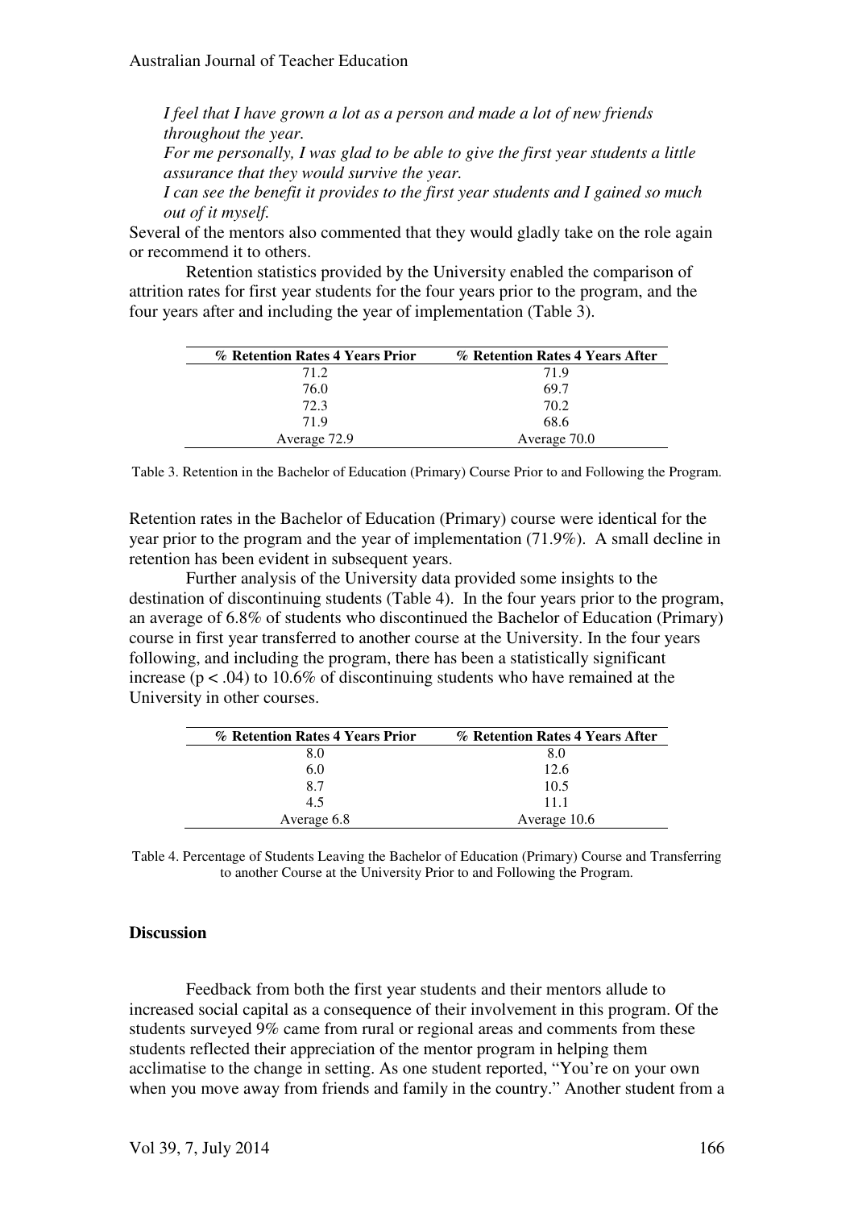*I feel that I have grown a lot as a person and made a lot of new friends throughout the year.*
*For me personally, I was glad to be able to give the first year students a little assurance that they would survive the year.*
*I can see the benefit it provides to the first year students and I gained so much out of it myself.*

Several of the mentors also commented that they would gladly take on the role again or recommend it to others.

Retention statistics provided by the University enabled the comparison of attrition rates for first year students for the four years prior to the program, and the four years after and including the year of implementation (Table 3).

| % Retention Rates 4 Years Prior | % Retention Rates 4 Years After |
|---|---|
| 71.2 | 71.9 |
| 76.0 | 69.7 |
| 72.3 | 70.2 |
| 71.9 | 68.6 |
| Average 72.9 | Average 70.0 |

Table 3. Retention in the Bachelor of Education (Primary) Course Prior to and Following the Program.

Retention rates in the Bachelor of Education (Primary) course were identical for the year prior to the program and the year of implementation (71.9%). A small decline in retention has been evident in subsequent years.

Further analysis of the University data provided some insights to the destination of discontinuing students (Table 4). In the four years prior to the program, an average of 6.8% of students who discontinued the Bachelor of Education (Primary) course in first year transferred to another course at the University. In the four years following, and including the program, there has been a statistically significant increase ($p < .04$) to 10.6% of discontinuing students who have remained at the University in other courses.

| % Retention Rates 4 Years Prior | % Retention Rates 4 Years After |
|---|---|
| 8.0 | 8.0 |
| 6.0 | 12.6 |
| 8.7 | 10.5 |
| 4.5 | 11.1 |
| Average 6.8 | Average 10.6 |

Table 4. Percentage of Students Leaving the Bachelor of Education (Primary) Course and Transferring to another Course at the University Prior to and Following the Program.

## Discussion

Feedback from both the first year students and their mentors allude to increased social capital as a consequence of their involvement in this program. Of the students surveyed 9% came from rural or regional areas and comments from these students reflected their appreciation of the mentor program in helping them acclimatise to the change in setting. As one student reported, "You're on your own when you move away from friends and family in the country." Another student from a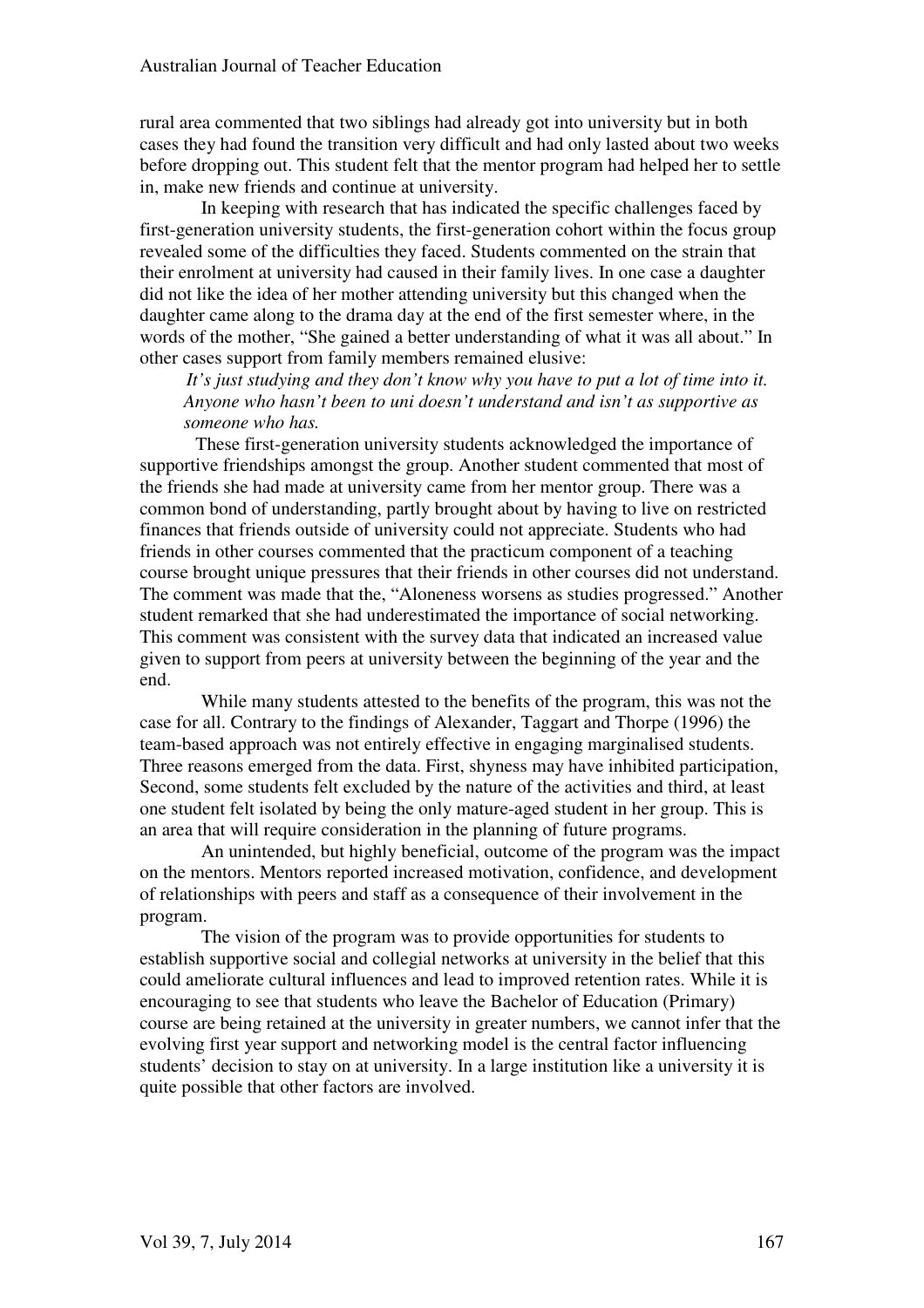rural area commented that two siblings had already got into university but in both cases they had found the transition very difficult and had only lasted about two weeks before dropping out. This student felt that the mentor program had helped her to settle in, make new friends and continue at university.

In keeping with research that has indicated the specific challenges faced by first-generation university students, the first-generation cohort within the focus group revealed some of the difficulties they faced. Students commented on the strain that their enrolment at university had caused in their family lives. In one case a daughter did not like the idea of her mother attending university but this changed when the daughter came along to the drama day at the end of the first semester where, in the words of the mother, "She gained a better understanding of what it was all about." In other cases support from family members remained elusive:

> *It's just studying and they don't know why you have to put a lot of time into it. Anyone who hasn't been to uni doesn't understand and isn't as supportive as someone who has.*

These first-generation university students acknowledged the importance of supportive friendships amongst the group. Another student commented that most of the friends she had made at university came from her mentor group. There was a common bond of understanding, partly brought about by having to live on restricted finances that friends outside of university could not appreciate. Students who had friends in other courses commented that the practicum component of a teaching course brought unique pressures that their friends in other courses did not understand. The comment was made that the, "Aloneness worsens as studies progressed." Another student remarked that she had underestimated the importance of social networking. This comment was consistent with the survey data that indicated an increased value given to support from peers at university between the beginning of the year and the end.

While many students attested to the benefits of the program, this was not the case for all. Contrary to the findings of Alexander, Taggart and Thorpe (1996) the team-based approach was not entirely effective in engaging marginalised students. Three reasons emerged from the data. First, shyness may have inhibited participation, Second, some students felt excluded by the nature of the activities and third, at least one student felt isolated by being the only mature-aged student in her group. This is an area that will require consideration in the planning of future programs.

An unintended, but highly beneficial, outcome of the program was the impact on the mentors. Mentors reported increased motivation, confidence, and development of relationships with peers and staff as a consequence of their involvement in the program.

The vision of the program was to provide opportunities for students to establish supportive social and collegial networks at university in the belief that this could ameliorate cultural influences and lead to improved retention rates. While it is encouraging to see that students who leave the Bachelor of Education (Primary) course are being retained at the university in greater numbers, we cannot infer that the evolving first year support and networking model is the central factor influencing students' decision to stay on at university. In a large institution like a university it is quite possible that other factors are involved.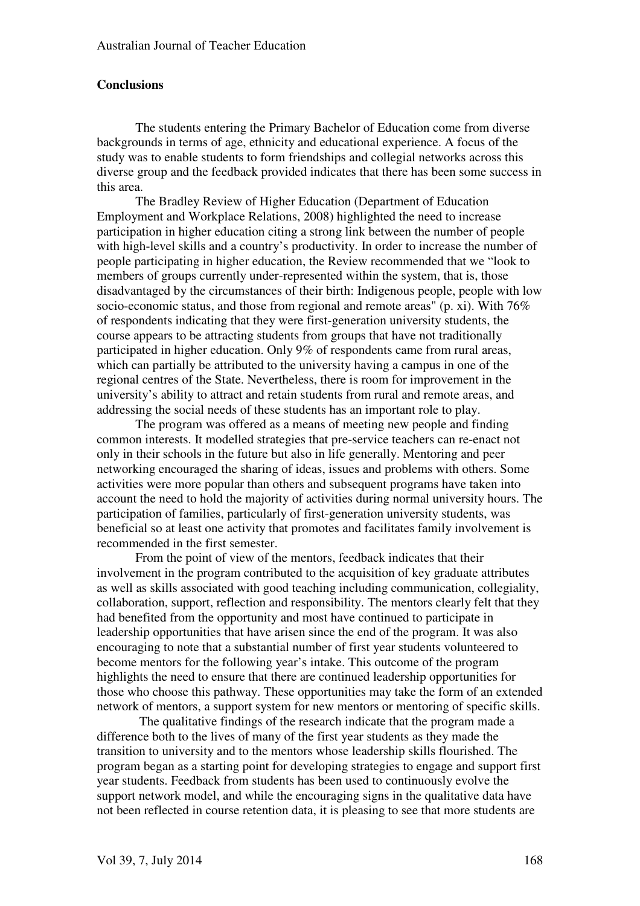## Conclusions

The students entering the Primary Bachelor of Education come from diverse backgrounds in terms of age, ethnicity and educational experience. A focus of the study was to enable students to form friendships and collegial networks across this diverse group and the feedback provided indicates that there has been some success in this area.

The Bradley Review of Higher Education (Department of Education Employment and Workplace Relations, 2008) highlighted the need to increase participation in higher education citing a strong link between the number of people with high-level skills and a country's productivity. In order to increase the number of people participating in higher education, the Review recommended that we "look to members of groups currently under-represented within the system, that is, those disadvantaged by the circumstances of their birth: Indigenous people, people with low socio-economic status, and those from regional and remote areas" (p. xi). With 76% of respondents indicating that they were first-generation university students, the course appears to be attracting students from groups that have not traditionally participated in higher education. Only 9% of respondents came from rural areas, which can partially be attributed to the university having a campus in one of the regional centres of the State. Nevertheless, there is room for improvement in the university's ability to attract and retain students from rural and remote areas, and addressing the social needs of these students has an important role to play.

The program was offered as a means of meeting new people and finding common interests. It modelled strategies that pre-service teachers can re-enact not only in their schools in the future but also in life generally. Mentoring and peer networking encouraged the sharing of ideas, issues and problems with others. Some activities were more popular than others and subsequent programs have taken into account the need to hold the majority of activities during normal university hours. The participation of families, particularly of first-generation university students, was beneficial so at least one activity that promotes and facilitates family involvement is recommended in the first semester.

From the point of view of the mentors, feedback indicates that their involvement in the program contributed to the acquisition of key graduate attributes as well as skills associated with good teaching including communication, collegiality, collaboration, support, reflection and responsibility. The mentors clearly felt that they had benefited from the opportunity and most have continued to participate in leadership opportunities that have arisen since the end of the program. It was also encouraging to note that a substantial number of first year students volunteered to become mentors for the following year's intake. This outcome of the program highlights the need to ensure that there are continued leadership opportunities for those who choose this pathway. These opportunities may take the form of an extended network of mentors, a support system for new mentors or mentoring of specific skills.

The qualitative findings of the research indicate that the program made a difference both to the lives of many of the first year students as they made the transition to university and to the mentors whose leadership skills flourished. The program began as a starting point for developing strategies to engage and support first year students. Feedback from students has been used to continuously evolve the support network model, and while the encouraging signs in the qualitative data have not been reflected in course retention data, it is pleasing to see that more students are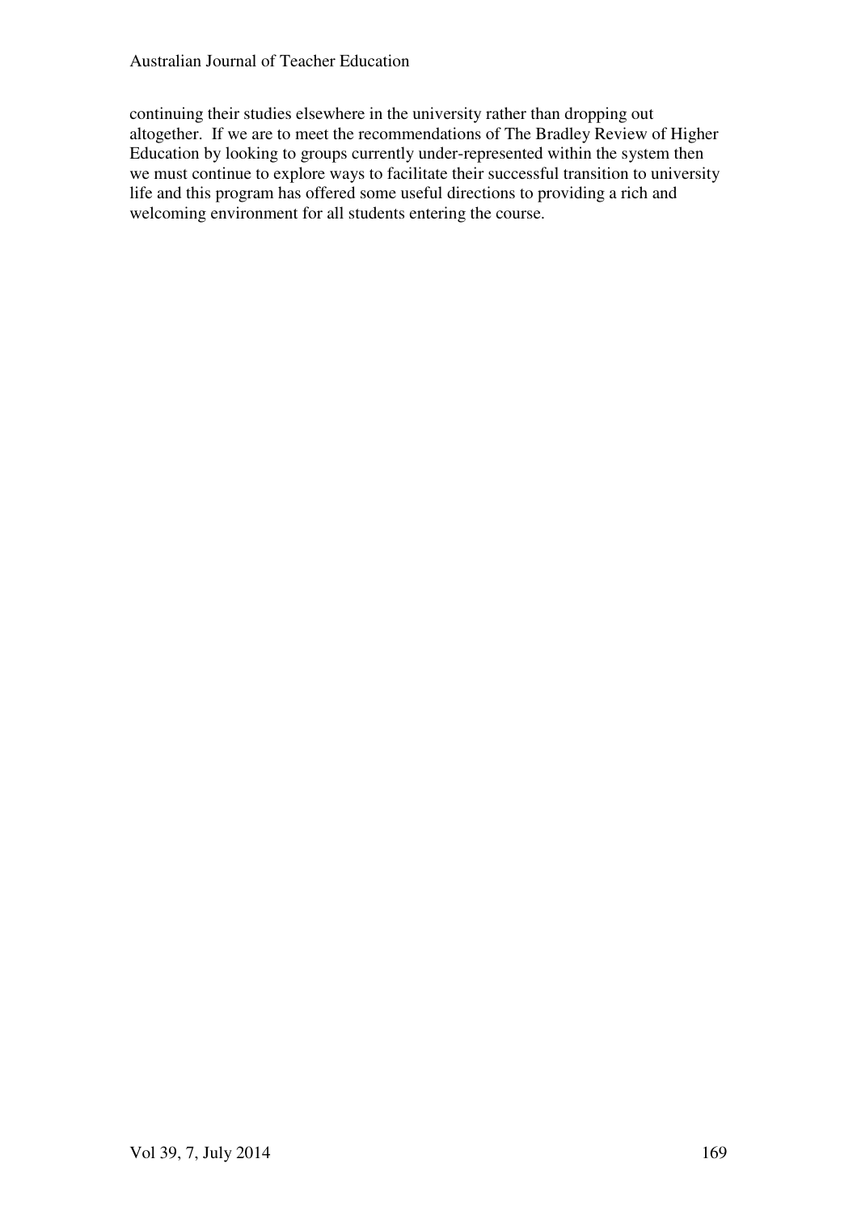continuing their studies elsewhere in the university rather than dropping out altogether. If we are to meet the recommendations of The Bradley Review of Higher Education by looking to groups currently under-represented within the system then we must continue to explore ways to facilitate their successful transition to university life and this program has offered some useful directions to providing a rich and welcoming environment for all students entering the course.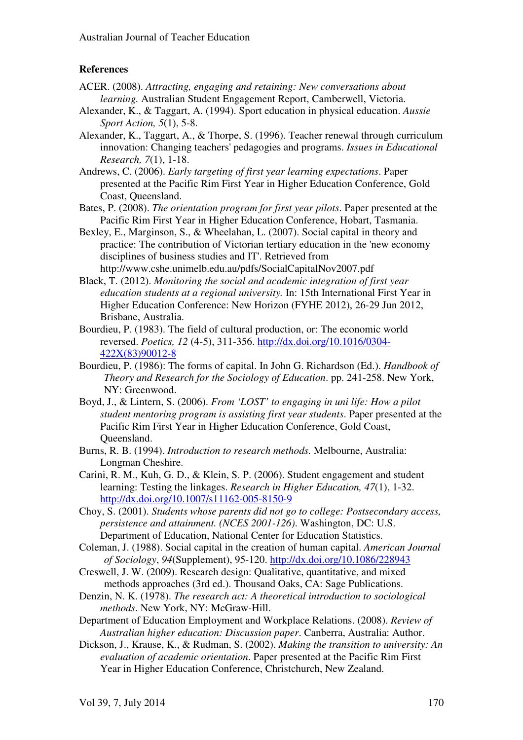## References

ACER. (2008). *Attracting, engaging and retaining: New conversations about learning.* Australian Student Engagement Report, Camberwell, Victoria.

Alexander, K., & Taggart, A. (1994). Sport education in physical education. *Aussie Sport Action, 5*(1), 5-8.

Alexander, K., Taggart, A., & Thorpe, S. (1996). Teacher renewal through curriculum innovation: Changing teachers' pedagogies and programs. *Issues in Educational Research, 7*(1), 1-18.

Andrews, C. (2006). *Early targeting of first year learning expectations*. Paper presented at the Pacific Rim First Year in Higher Education Conference, Gold Coast, Queensland.

Bates, P. (2008). *The orientation program for first year pilots*. Paper presented at the Pacific Rim First Year in Higher Education Conference, Hobart, Tasmania.

Bexley, E., Marginson, S., & Wheelahan, L. (2007). Social capital in theory and practice: The contribution of Victorian tertiary education in the 'new economy disciplines of business studies and IT'. Retrieved from http://www.cshe.unimelb.edu.au/pdfs/SocialCapitalNov2007.pdf

Black, T. (2012). *Monitoring the social and academic integration of first year education students at a regional university.* In: 15th International First Year in Higher Education Conference: New Horizon (FYHE 2012), 26-29 Jun 2012, Brisbane, Australia.

Bourdieu, P. (1983). The field of cultural production, or: The economic world reversed. *Poetics, 12* (4-5), 311-356. http://dx.doi.org/10.1016/0304-422X(83)90012-8

Bourdieu, P. (1986): The forms of capital. In John G. Richardson (Ed.). *Handbook of Theory and Research for the Sociology of Education*. pp. 241-258. New York, NY: Greenwood.

Boyd, J., & Lintern, S. (2006). *From 'LOST' to engaging in uni life: How a pilot student mentoring program is assisting first year students*. Paper presented at the Pacific Rim First Year in Higher Education Conference, Gold Coast, Queensland.

Burns, R. B. (1994). *Introduction to research methods.* Melbourne, Australia: Longman Cheshire.

Carini, R. M., Kuh, G. D., & Klein, S. P. (2006). Student engagement and student learning: Testing the linkages. *Research in Higher Education, 47*(1), 1-32. http://dx.doi.org/10.1007/s11162-005-8150-9

Choy, S. (2001). *Students whose parents did not go to college: Postsecondary access, persistence and attainment. (NCES 2001-126).* Washington, DC: U.S. Department of Education, National Center for Education Statistics.

Coleman, J. (1988). Social capital in the creation of human capital. *American Journal of Sociology*, *94*(Supplement), 95-120. http://dx.doi.org/10.1086/228943

Creswell, J. W. (2009). Research design: Qualitative, quantitative, and mixed methods approaches (3rd ed.). Thousand Oaks, CA: Sage Publications.

Denzin, N. K. (1978). *The research act: A theoretical introduction to sociological methods*. New York, NY: McGraw-Hill.

Department of Education Employment and Workplace Relations. (2008). *Review of Australian higher education: Discussion paper*. Canberra, Australia: Author.

Dickson, J., Krause, K., & Rudman, S. (2002). *Making the transition to university: An evaluation of academic orientation*. Paper presented at the Pacific Rim First Year in Higher Education Conference, Christchurch, New Zealand.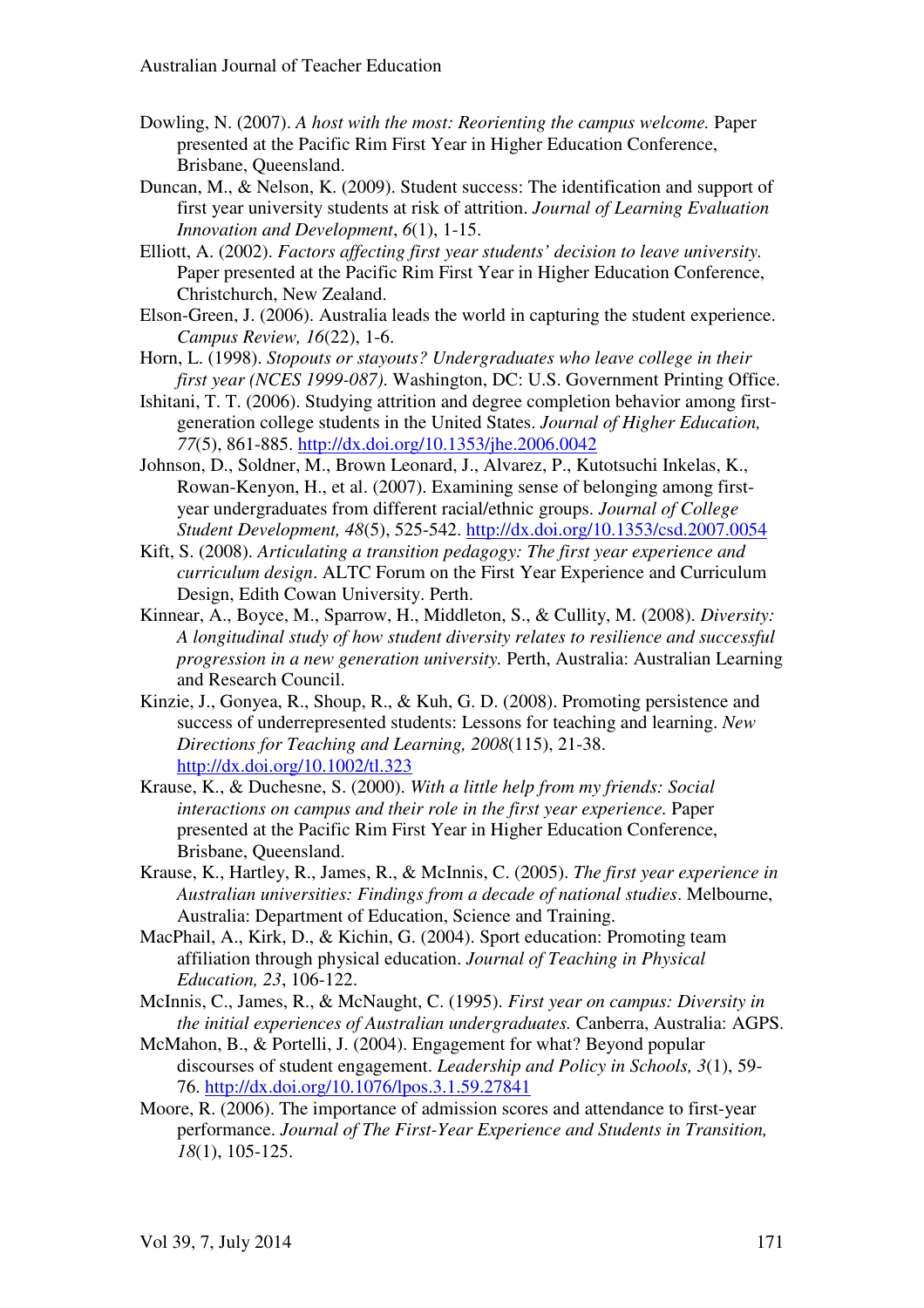Dowling, N. (2007). *A host with the most: Reorienting the campus welcome.* Paper presented at the Pacific Rim First Year in Higher Education Conference, Brisbane, Queensland.

Duncan, M., & Nelson, K. (2009). Student success: The identification and support of first year university students at risk of attrition. *Journal of Learning Evaluation Innovation and Development*, *6*(1), 1-15.

Elliott, A. (2002). *Factors affecting first year students' decision to leave university.* Paper presented at the Pacific Rim First Year in Higher Education Conference, Christchurch, New Zealand.

Elson-Green, J. (2006). Australia leads the world in capturing the student experience. *Campus Review, 16*(22), 1-6.

Horn, L. (1998). *Stopouts or stayouts? Undergraduates who leave college in their first year (NCES 1999-087).* Washington, DC: U.S. Government Printing Office.

Ishitani, T. T. (2006). Studying attrition and degree completion behavior among first-generation college students in the United States. *Journal of Higher Education, 77*(5), 861-885. http://dx.doi.org/10.1353/jhe.2006.0042

Johnson, D., Soldner, M., Brown Leonard, J., Alvarez, P., Kutotsuchi Inkelas, K., Rowan-Kenyon, H., et al. (2007). Examining sense of belonging among first-year undergraduates from different racial/ethnic groups. *Journal of College Student Development, 48*(5), 525-542. http://dx.doi.org/10.1353/csd.2007.0054

Kift, S. (2008). *Articulating a transition pedagogy: The first year experience and curriculum design*. ALTC Forum on the First Year Experience and Curriculum Design, Edith Cowan University. Perth.

Kinnear, A., Boyce, M., Sparrow, H., Middleton, S., & Cullity, M. (2008). *Diversity: A longitudinal study of how student diversity relates to resilience and successful progression in a new generation university.* Perth, Australia: Australian Learning and Research Council.

Kinzie, J., Gonyea, R., Shoup, R., & Kuh, G. D. (2008). Promoting persistence and success of underrepresented students: Lessons for teaching and learning. *New Directions for Teaching and Learning, 2008*(115), 21-38. http://dx.doi.org/10.1002/tl.323

Krause, K., & Duchesne, S. (2000). *With a little help from my friends: Social interactions on campus and their role in the first year experience.* Paper presented at the Pacific Rim First Year in Higher Education Conference, Brisbane, Queensland.

Krause, K., Hartley, R., James, R., & McInnis, C. (2005). *The first year experience in Australian universities: Findings from a decade of national studies*. Melbourne, Australia: Department of Education, Science and Training.

MacPhail, A., Kirk, D., & Kichin, G. (2004). Sport education: Promoting team affiliation through physical education. *Journal of Teaching in Physical Education, 23*, 106-122.

McInnis, C., James, R., & McNaught, C. (1995). *First year on campus: Diversity in the initial experiences of Australian undergraduates.* Canberra, Australia: AGPS.

McMahon, B., & Portelli, J. (2004). Engagement for what? Beyond popular discourses of student engagement. *Leadership and Policy in Schools, 3*(1), 59-76. http://dx.doi.org/10.1076/lpos.3.1.59.27841

Moore, R. (2006). The importance of admission scores and attendance to first-year performance. *Journal of The First-Year Experience and Students in Transition, 18*(1), 105-125.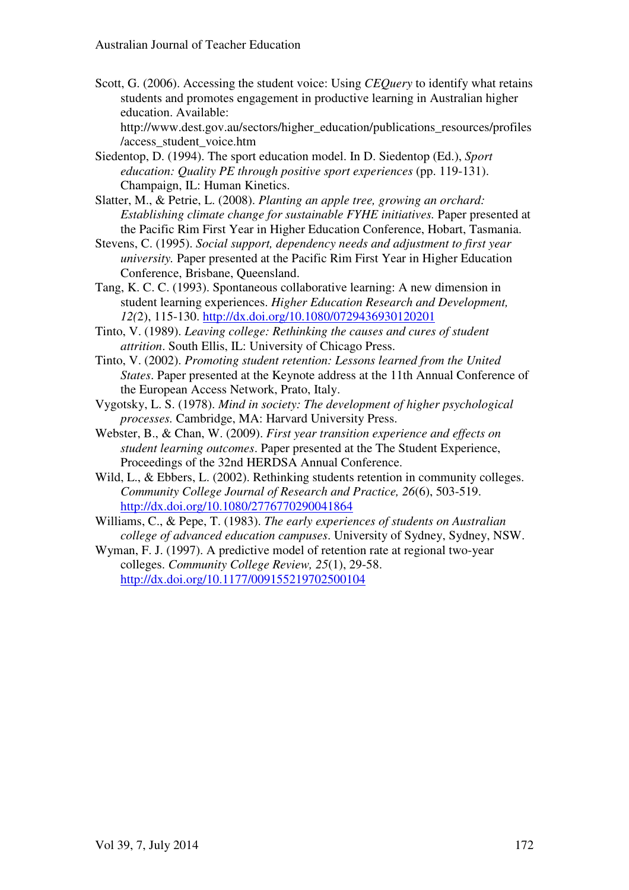Scott, G. (2006). Accessing the student voice: Using *CEQuery* to identify what retains students and promotes engagement in productive learning in Australian higher education. Available: http://www.dest.gov.au/sectors/higher_education/publications_resources/profiles/access_student_voice.htm

Siedentop, D. (1994). The sport education model. In D. Siedentop (Ed.), *Sport education: Quality PE through positive sport experiences* (pp. 119-131). Champaign, IL: Human Kinetics.

Slatter, M., & Petrie, L. (2008). *Planting an apple tree, growing an orchard: Establishing climate change for sustainable FYHE initiatives.* Paper presented at the Pacific Rim First Year in Higher Education Conference, Hobart, Tasmania.

Stevens, C. (1995). *Social support, dependency needs and adjustment to first year university.* Paper presented at the Pacific Rim First Year in Higher Education Conference, Brisbane, Queensland.

Tang, K. C. C. (1993). Spontaneous collaborative learning: A new dimension in student learning experiences. *Higher Education Research and Development, 12(*2), 115-130. http://dx.doi.org/10.1080/0729436930120201

Tinto, V. (1989). *Leaving college: Rethinking the causes and cures of student attrition*. South Ellis, IL: University of Chicago Press.

Tinto, V. (2002). *Promoting student retention: Lessons learned from the United States*. Paper presented at the Keynote address at the 11th Annual Conference of the European Access Network, Prato, Italy.

Vygotsky, L. S. (1978). *Mind in society: The development of higher psychological processes.* Cambridge, MA: Harvard University Press.

Webster, B., & Chan, W. (2009). *First year transition experience and effects on student learning outcomes*. Paper presented at the The Student Experience, Proceedings of the 32nd HERDSA Annual Conference.

Wild, L., & Ebbers, L. (2002). Rethinking students retention in community colleges. *Community College Journal of Research and Practice, 26*(6), 503-519. http://dx.doi.org/10.1080/2776770290041864

Williams, C., & Pepe, T. (1983). *The early experiences of students on Australian college of advanced education campuses*. University of Sydney, Sydney, NSW.

Wyman, F. J. (1997). A predictive model of retention rate at regional two-year colleges. *Community College Review, 25*(1), 29-58. http://dx.doi.org/10.1177/009155219702500104